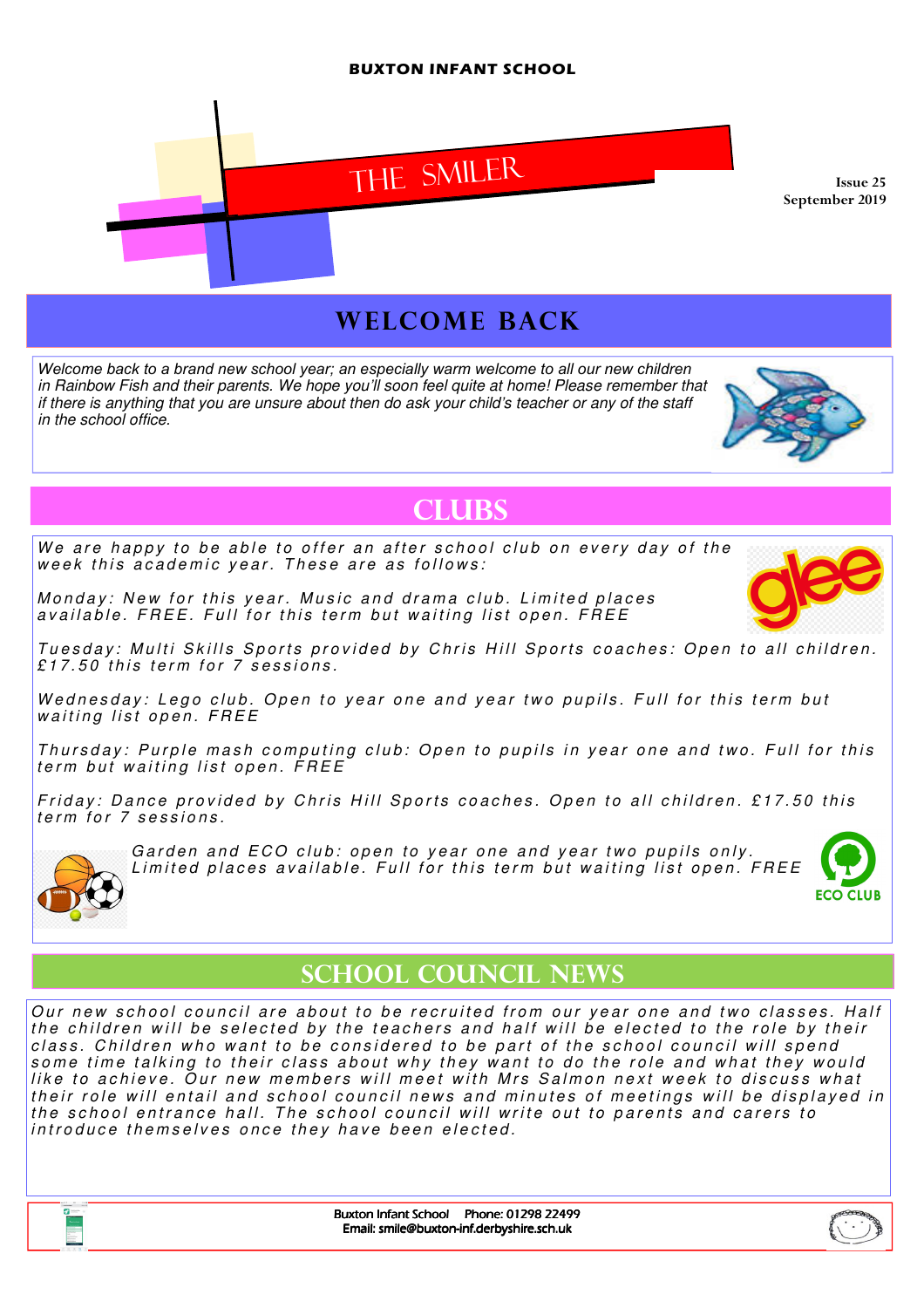**BUXTON INFANT SCHOOL**

# THE SMILER

Issue 25
September 2019

## WELCOME BACK

*Welcome back to a brand new school year; an especially warm welcome to all our new children in Rainbow Fish and their parents. We hope you'll soon feel quite at home! Please remember that if there is anything that you are unsure about then do ask your child's teacher or any of the staff in the school office.*

## CLUBS

*We are happy to be able to offer an after school club on every day of the week this academic year. These are as follows:*

*Monday: New for this year. Music and drama club. Limited places available. FREE. Full for this term but waiting list open. FREE*

*Tuesday: Multi Skills Sports provided by Chris Hill Sports coaches: Open to all children. £17.50 this term for 7 sessions.*

*Wednesday: Lego club. Open to year one and year two pupils. Full for this term but waiting list open. FREE*

*Thursday: Purple mash computing club: Open to pupils in year one and two. Full for this term but waiting list open. FREE*

*Friday: Dance provided by Chris Hill Sports coaches. Open to all children. £17.50 this term for 7 sessions.*

*Garden and ECO club: open to year one and year two pupils only. Limited places available. Full for this term but waiting list open. FREE*

## SCHOOL COUNCIL NEWS

*Our new school council are about to be recruited from our year one and two classes. Half the children will be selected by the teachers and half will be elected to the role by their class. Children who want to be considered to be part of the school council will spend some time talking to their class about why they want to do the role and what they would like to achieve. Our new members will meet with Mrs Salmon next week to discuss what their role will entail and school council news and minutes of meetings will be displayed in the school entrance hall. The school council will write out to parents and carers to introduce themselves once they have been elected.*

Buxton Infant School Phone: 01298 22499
Email: smile@buxton-inf.derbyshire.sch.uk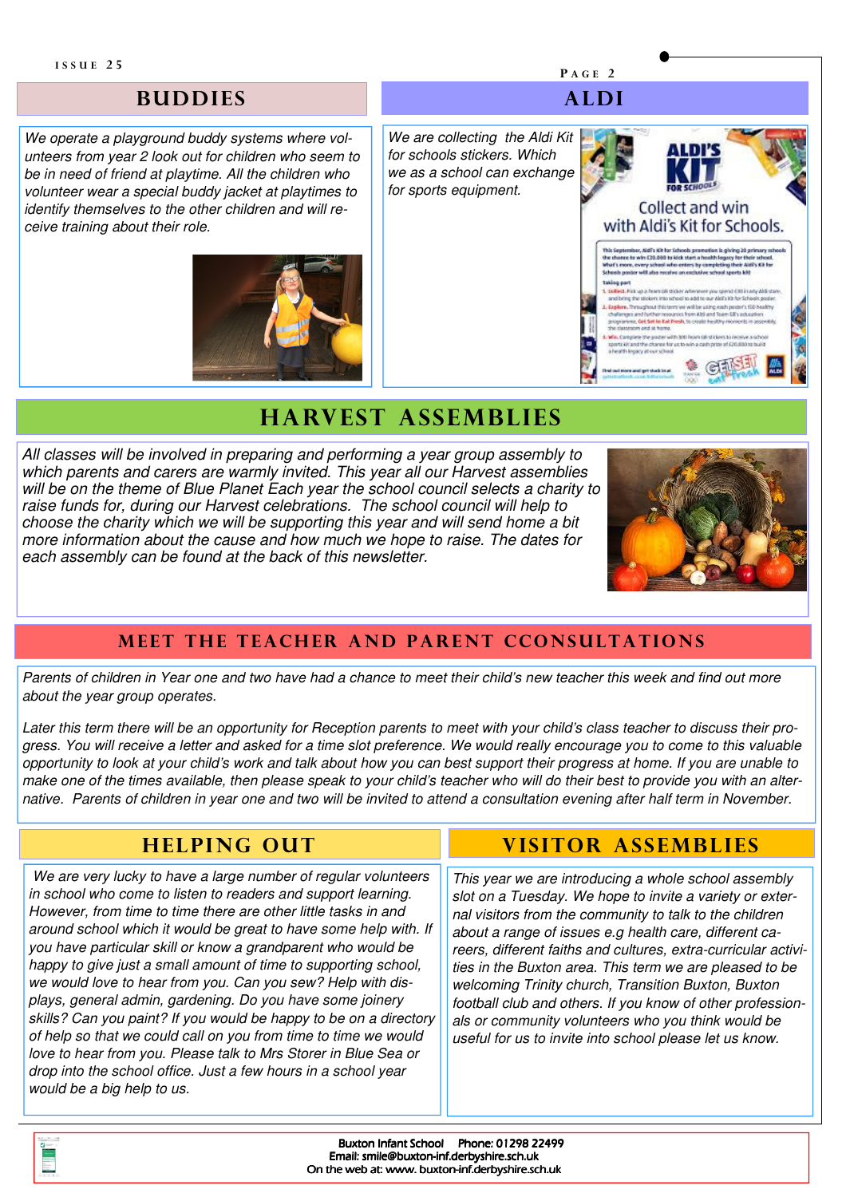## BUDDIES

*We operate a playground buddy systems where volunteers from year 2 look out for children who seem to be in need of friend at playtime. All the children who volunteer wear a special buddy jacket at playtimes to identify themselves to the other children and will receive training about their role.*

## ALDI

*We are collecting the Aldi Kit for schools stickers. Which we as a school can exchange for sports equipment.*

## HARVEST ASSEMBLIES

*All classes will be involved in preparing and performing a year group assembly to which parents and carers are warmly invited. This year all our Harvest assemblies will be on the theme of Blue Planet Each year the school council selects a charity to raise funds for, during our Harvest celebrations. The school council will help to choose the charity which we will be supporting this year and will send home a bit more information about the cause and how much we hope to raise. The dates for each assembly can be found at the back of this newsletter.*

## MEET THE TEACHER AND PARENT CCONSULTATIONS

*Parents of children in Year one and two have had a chance to meet their child's new teacher this week and find out more about the year group operates.*

*Later this term there will be an opportunity for Reception parents to meet with your child's class teacher to discuss their progress. You will receive a letter and asked for a time slot preference. We would really encourage you to come to this valuable opportunity to look at your child's work and talk about how you can best support their progress at home. If you are unable to make one of the times available, then please speak to your child's teacher who will do their best to provide you with an alternative. Parents of children in year one and two will be invited to attend a consultation evening after half term in November.*

## HELPING OUT

*We are very lucky to have a large number of regular volunteers in school who come to listen to readers and support learning. However, from time to time there are other little tasks in and around school which it would be great to have some help with. If you have particular skill or know a grandparent who would be happy to give just a small amount of time to supporting school, we would love to hear from you. Can you sew? Help with displays, general admin, gardening. Do you have some joinery skills? Can you paint? If you would be happy to be on a directory of help so that we could call on you from time to time we would love to hear from you. Please talk to Mrs Storer in Blue Sea or drop into the school office. Just a few hours in a school year would be a big help to us.*

## VISITOR ASSEMBLIES

*This year we are introducing a whole school assembly slot on a Tuesday. We hope to invite a variety or external visitors from the community to talk to the children about a range of issues e.g health care, different careers, different faiths and cultures, extra-curricular activities in the Buxton area. This term we are pleased to be welcoming Trinity church, Transition Buxton, Buxton football club and others. If you know of other professionals or community volunteers who you think would be useful for us to invite into school please let us know.*

Buxton Infant School  Phone: 01298 22499
Email: smile@buxton-inf.derbyshire.sch.uk
On the web at: www. buxton-inf.derbyshire.sch.uk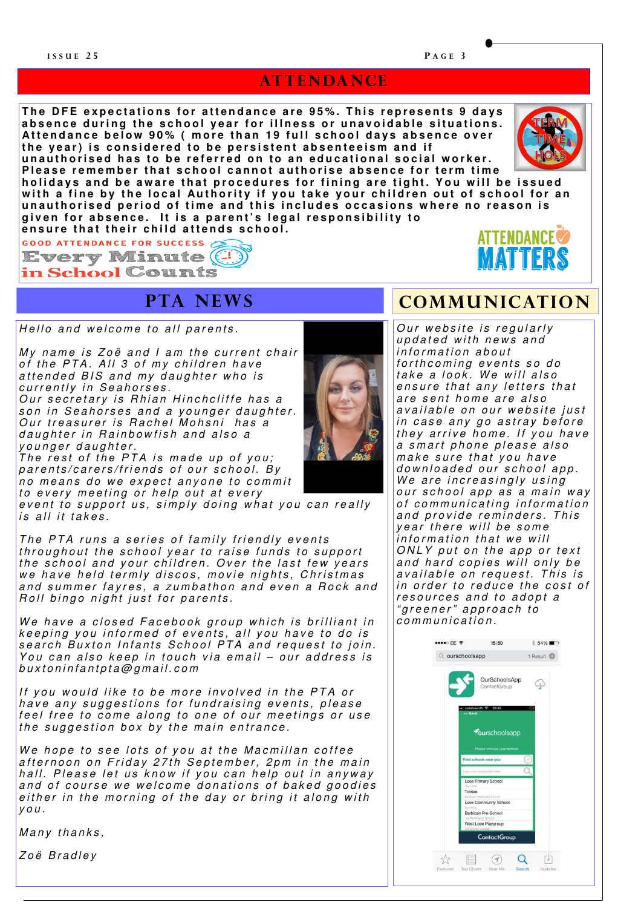# ATTENDANCE

**The DFE expectations for attendance are 95%. This represents 9 days absence during the school year for illness or unavoidable situations. Attendance below 90% ( more than 19 full school days absence over the year) is considered to be persistent absenteeism and if unauthorised has to be referred on to an educational social worker. Please remember that school cannot authorise absence for term time holidays and be aware that procedures for fining are tight. You will be issued with a fine by the local Authority if you take your children out of school for an unauthorised period of time and this includes occasions where no reason is given for absence. It is a parent's legal responsibility to ensure that their child attends school.**

GOOD ATTENDANCE FOR SUCCESS

Every Minute in School Counts

ATTENDANCE MATTERS

## PTA NEWS

*Hello and welcome to all parents.*

*My name is Zoë and I am the current chair of the PTA. All 3 of my children have attended BIS and my daughter who is currently in Seahorses.*

*Our secretary is Rhian Hinchcliffe has a son in Seahorses and a younger daughter.*

*Our treasurer is Rachel Mohsni has a daughter in Rainbowfish and also a younger daughter.*

*The rest of the PTA is made up of you; parents/carers/friends of our school. By no means do we expect anyone to commit to every meeting or help out at every event to support us, simply doing what you can really is all it takes.*

*The PTA runs a series of family friendly events throughout the school year to raise funds to support the school and your children. Over the last few years we have held termly discos, movie nights, Christmas and summer fayres, a zumbathon and even a Rock and Roll bingo night just for parents.*

*We have a closed Facebook group which is brilliant in keeping you informed of events, all you have to do is search Buxton Infants School PTA and request to join. You can also keep in touch via email – our address is buxtoninfantpta@gmail.com*

*If you would like to be more involved in the PTA or have any suggestions for fundraising events, please feel free to come along to one of our meetings or use the suggestion box by the main entrance.*

*We hope to see lots of you at the Macmillan coffee afternoon on Friday 27th September, 2pm in the main hall. Please let us know if you can help out in anyway and of course we welcome donations of baked goodies either in the morning of the day or bring it along with you.*

*Many thanks,*

*Zoë Bradley*

## COMMUNICATION

*Our website is regularly updated with news and information about forthcoming events so do take a look. We will also ensure that any letters that are sent home are also available on our website just in case any go astray before they arrive home. If you have a smart phone please also make sure that you have downloaded our school app. We are increasingly using our school app as a main way of communicating information and provide reminders. This year there will be some information that we will ONLY put on the app or text and hard copies will only be available on request. This is in order to reduce the cost of resources and to adopt a "greener" approach to communication.*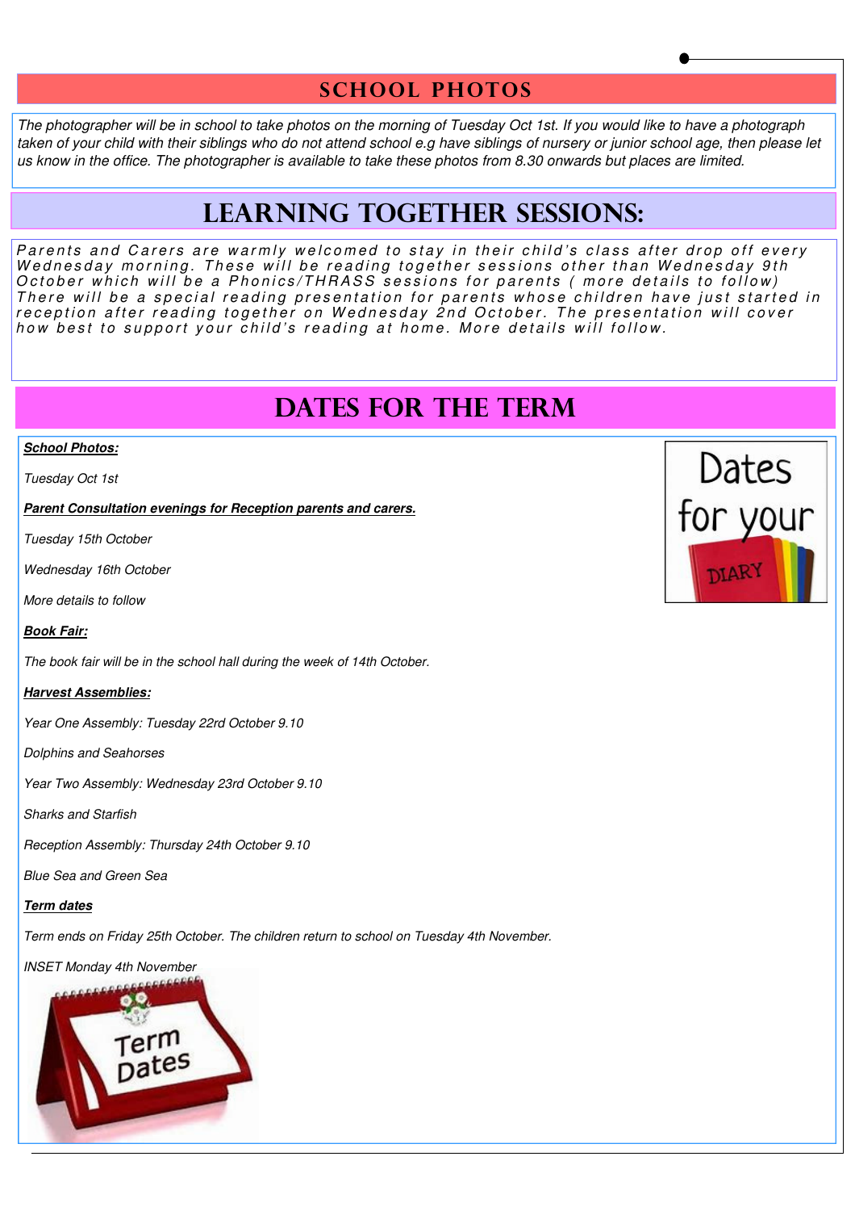## SCHOOL PHOTOS

*The photographer will be in school to take photos on the morning of Tuesday Oct 1st. If you would like to have a photograph taken of your child with their siblings who do not attend school e.g have siblings of nursery or junior school age, then please let us know in the office. The photographer is available to take these photos from 8.30 onwards but places are limited.*

## LEARNING TOGETHER SESSIONS:

*Parents and Carers are warmly welcomed to stay in their child's class after drop off every Wednesday morning. These will be reading together sessions other than Wednesday 9th October which will be a Phonics/THRASS sessions for parents ( more details to follow) There will be a special reading presentation for parents whose children have just started in reception after reading together on Wednesday 2nd October. The presentation will cover how best to support your child's reading at home. More details will follow.*

## DATES FOR THE TERM

***School Photos:***

*Tuesday Oct 1st*

***Parent Consultation evenings for Reception parents and carers.***

*Tuesday 15th October*

*Wednesday 16th October*

*More details to follow*

***Book Fair:***

*The book fair will be in the school hall during the week of 14th October.*

***Harvest Assemblies:***

*Year One Assembly: Tuesday 22rd October 9.10*

*Dolphins and Seahorses*

*Year Two Assembly: Wednesday 23rd October 9.10*

*Sharks and Starfish*

*Reception Assembly: Thursday 24th October 9.10*

*Blue Sea and Green Sea*

***Term dates***

*Term ends on Friday 25th October. The children return to school on Tuesday 4th November.*

*INSET Monday 4th November*